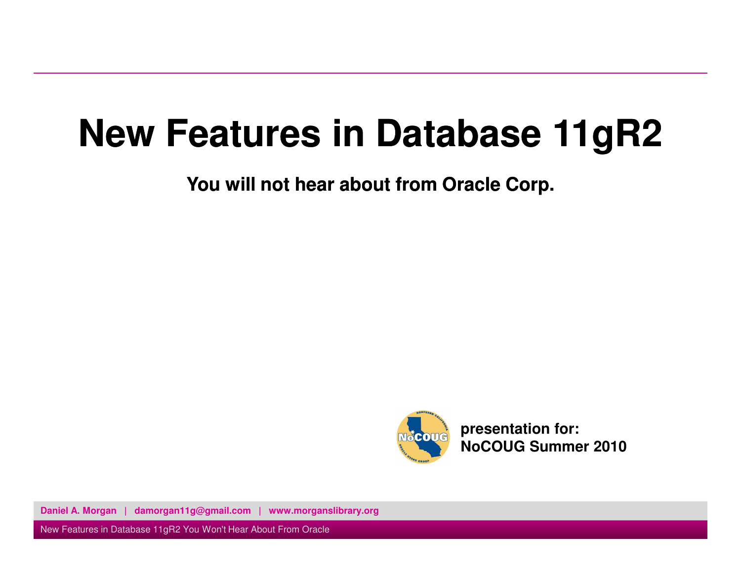# New Features in Database 11gR2

**You will not hear about from Oracle Corp.**

**presentation for:**
**NoCOUG Summer 2010**

**Daniel A. Morgan | damorgan11g@gmail.com | www.morganslibrary.org**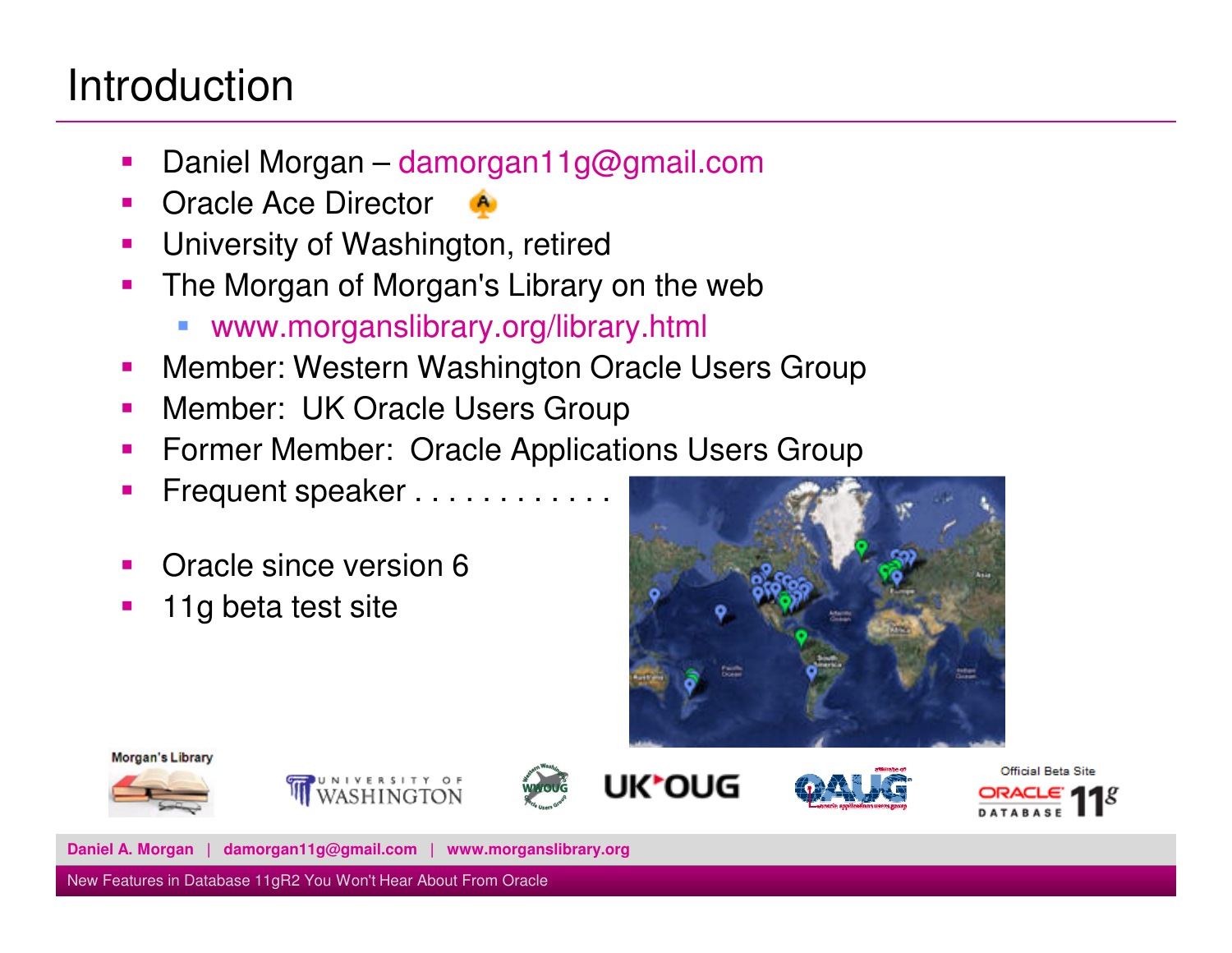# Introduction

- Daniel Morgan – damorgan11g@gmail.com
- Oracle Ace Director
- University of Washington, retired
- The Morgan of Morgan's Library on the web
  - www.morganslibrary.org/library.html
- Member: Western Washington Oracle Users Group
- Member: UK Oracle Users Group
- Former Member: Oracle Applications Users Group
- Frequent speaker . . . . . . . . . . . .
- Oracle since version 6
- 11g beta test site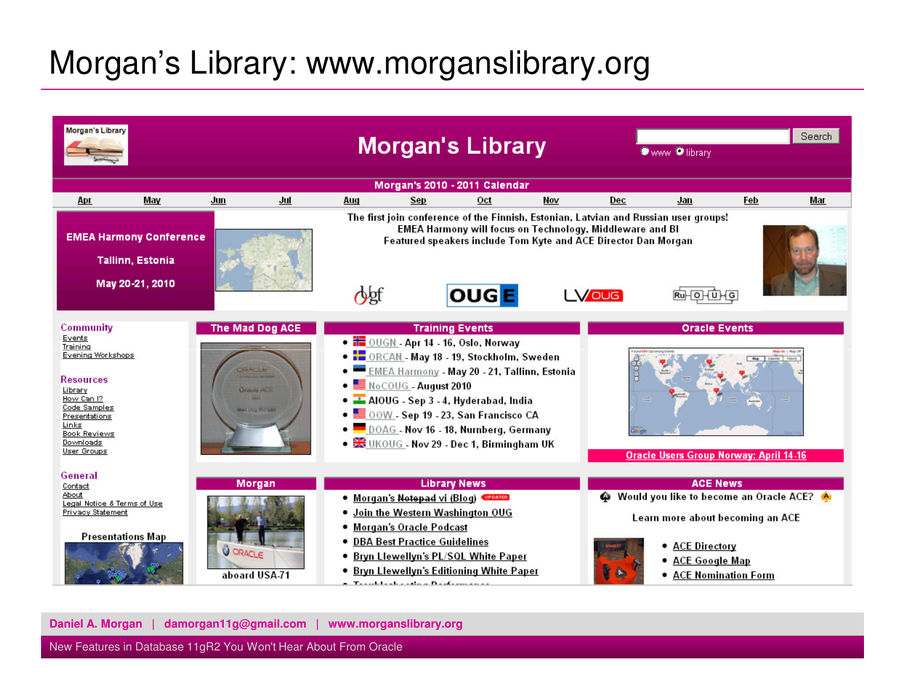# Morgan's Library: www.morganslibrary.org

Morgan's Library

Search

www library

**Morgan's 2010 - 2011 Calendar**

Apr | May | Jun | Jul | Aug | Sep | Oct | Nov | Dec | Jan | Feb | Mar

**EMEA Harmony Conference**

**Tallinn, Estonia**

**May 20-21, 2010**

The first join conference of the Finnish, Estonian, Latvian and Russian user groups!
EMEA Harmony will focus on Technology, Middleware and BI
Featured speakers include Tom Kyte and ACE Director Dan Morgan

**Community**
- Events
- Training
- Evening Workshops

**Resources**
- Library
- How Can I?
- Code Samples
- Presentations
- Links
- Book Reviews
- Downloads
- User Groups

**General**
- Contact
- About
- Legal Notice & Terms of Use
- Privacy Statement

Presentations Map

**The Mad Dog ACE**

**Morgan**

aboard USA-71

**Training Events**
- OUGN - Apr 14 - 16, Oslo, Norway
- ORCAN - May 18 - 19, Stockholm, Sweden
- EMEA Harmony - May 20 - 21, Tallinn, Estonia
- NoCOUG - August 2010
- AIOUG - Sep 3 - 4, Hyderabad, India
- OOW - Sep 19 - 23, San Francisco CA
- DOAG - Nov 16 - 18, Nurnberg, Germany
- UKOUG - Nov 29 - Dec 1, Birmingham UK

**Library News**
- Morgan's ~~Notepad~~ vi (Blog) UPDATED
- Join the Western Washington OUG
- Morgan's Oracle Podcast
- DBA Best Practice Guidelines
- Bryn Llewellyn's PL/SQL White Paper
- Bryn Llewellyn's Editioning White Paper

**Oracle Events**

Oracle Users Group Norway: April 14-16

**ACE News**

Would you like to become an Oracle ACE?

Learn more about becoming an ACE

- ACE Directory
- ACE Google Map
- ACE Nomination Form

Daniel A. Morgan | damorgan11g@gmail.com | www.morganslibrary.org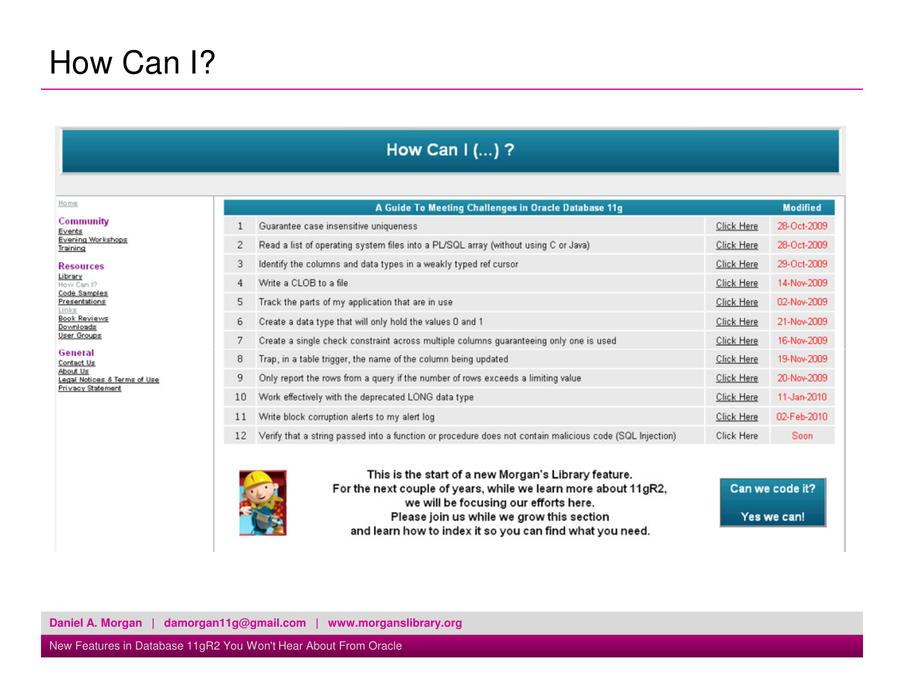# How Can I?

## How Can I (...) ?

Home

**Community**
- Events
- Evening Workshops
- Training

**Resources**
- Library
- How Can I?
- Code Samples
- Presentations
- Links
- Book Reviews
- Downloads
- User Groups

**General**
- Contact Us
- About Us
- Legal Notices & Terms of Use
- Privacy Statement

| | A Guide To Meeting Challenges in Oracle Database 11g | | Modified |
|---|---|---|---|
| 1 | Guarantee case insensitive uniqueness | Click Here | 28-Oct-2009 |
| 2 | Read a list of operating system files into a PL/SQL array (without using C or Java) | Click Here | 28-Oct-2009 |
| 3 | Identify the columns and data types in a weakly typed ref cursor | Click Here | 29-Oct-2009 |
| 4 | Write a CLOB to a file | Click Here | 14-Nov-2009 |
| 5 | Track the parts of my application that are in use | Click Here | 02-Nov-2009 |
| 6 | Create a data type that will only hold the values 0 and 1 | Click Here | 21-Nov-2009 |
| 7 | Create a single check constraint across multiple columns guaranteeing only one is used | Click Here | 16-Nov-2009 |
| 8 | Trap, in a table trigger, the name of the column being updated | Click Here | 19-Nov-2009 |
| 9 | Only report the rows from a query if the number of rows exceeds a limiting value | Click Here | 20-Nov-2009 |
| 10 | Work effectively with the deprecated LONG data type | Click Here | 11-Jan-2010 |
| 11 | Write block corruption alerts to my alert log | Click Here | 02-Feb-2010 |
| 12 | Verify that a string passed into a function or procedure does not contain malicious code (SQL Injection) | Click Here | Soon |

This is the start of a new Morgan's Library feature.
For the next couple of years, while we learn more about 11gR2,
we will be focusing our efforts here.
Please join us while we grow this section
and learn how to index it so you can find what you need.

Can we code it?

Yes we can!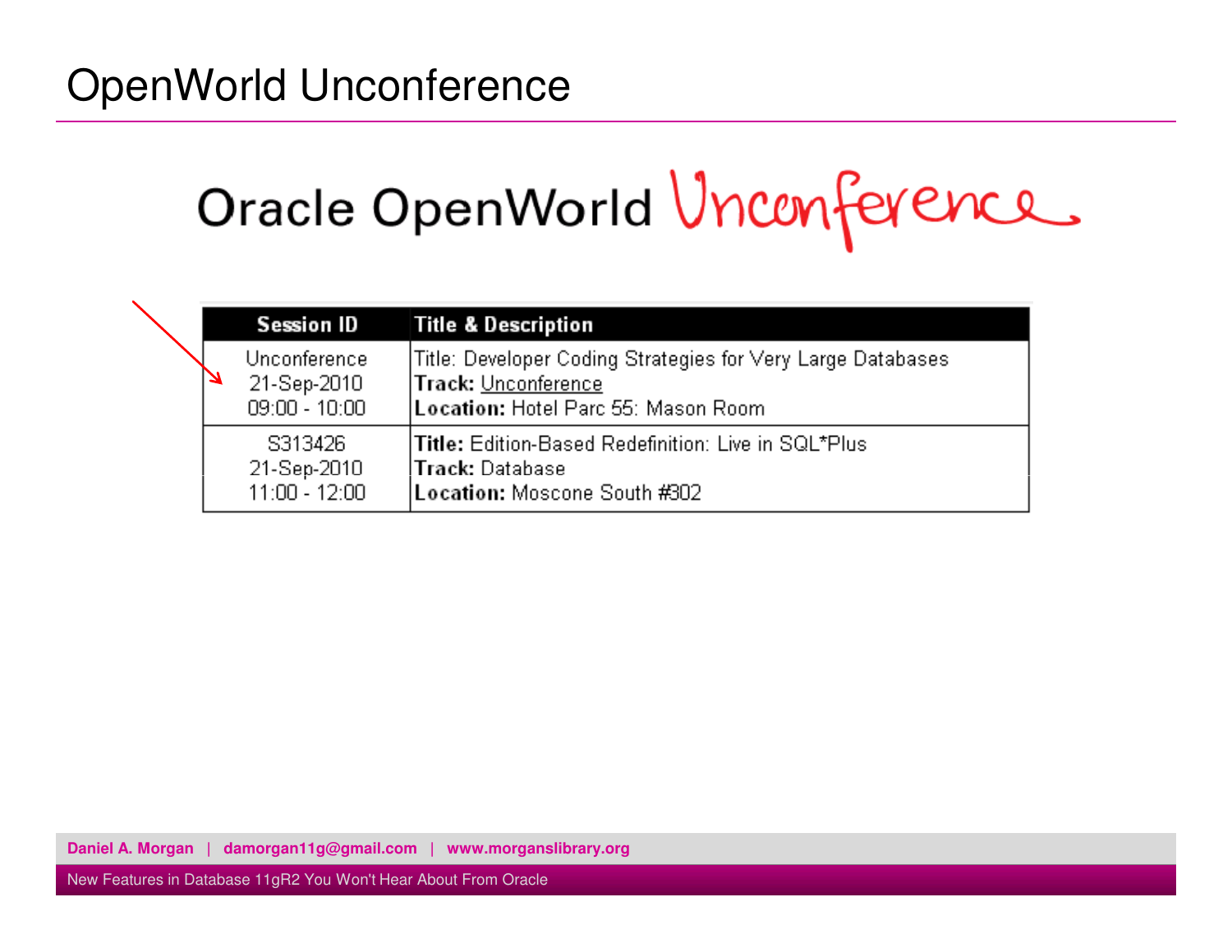# OpenWorld Unconference

Oracle OpenWorld Unconference

| Session ID | Title & Description |
|---|---|
| Unconference<br>21-Sep-2010<br>09:00 - 10:00 | Title: Developer Coding Strategies for Very Large Databases<br>**Track:** Unconference<br>**Location:** Hotel Parc 55: Mason Room |
| S313426<br>21-Sep-2010<br>11:00 - 12:00 | **Title:** Edition-Based Redefinition: Live in SQL*Plus<br>**Track:** Database<br>**Location:** Moscone South #302 |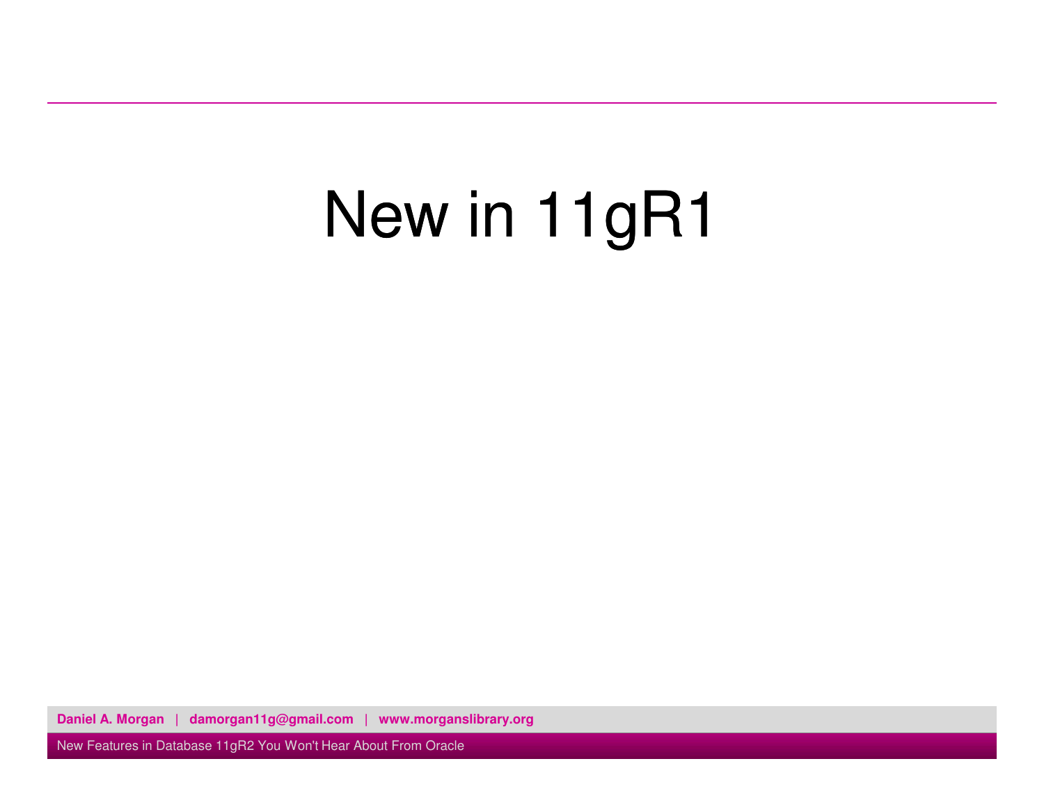# New in 11gR1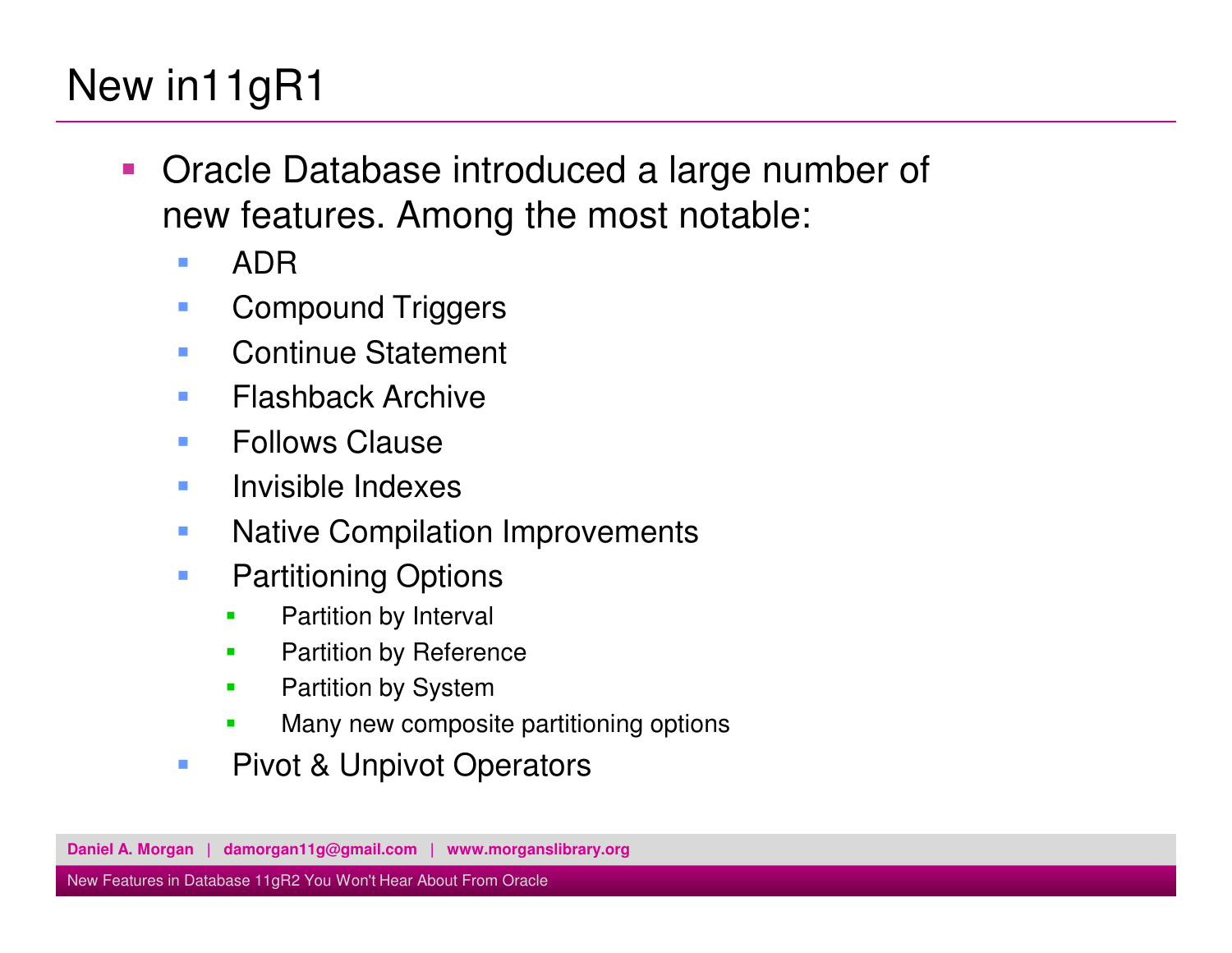# New in11gR1

- Oracle Database introduced a large number of new features. Among the most notable:
  - ADR
  - Compound Triggers
  - Continue Statement
  - Flashback Archive
  - Follows Clause
  - Invisible Indexes
  - Native Compilation Improvements
  - Partitioning Options
    - Partition by Interval
    - Partition by Reference
    - Partition by System
    - Many new composite partitioning options
  - Pivot & Unpivot Operators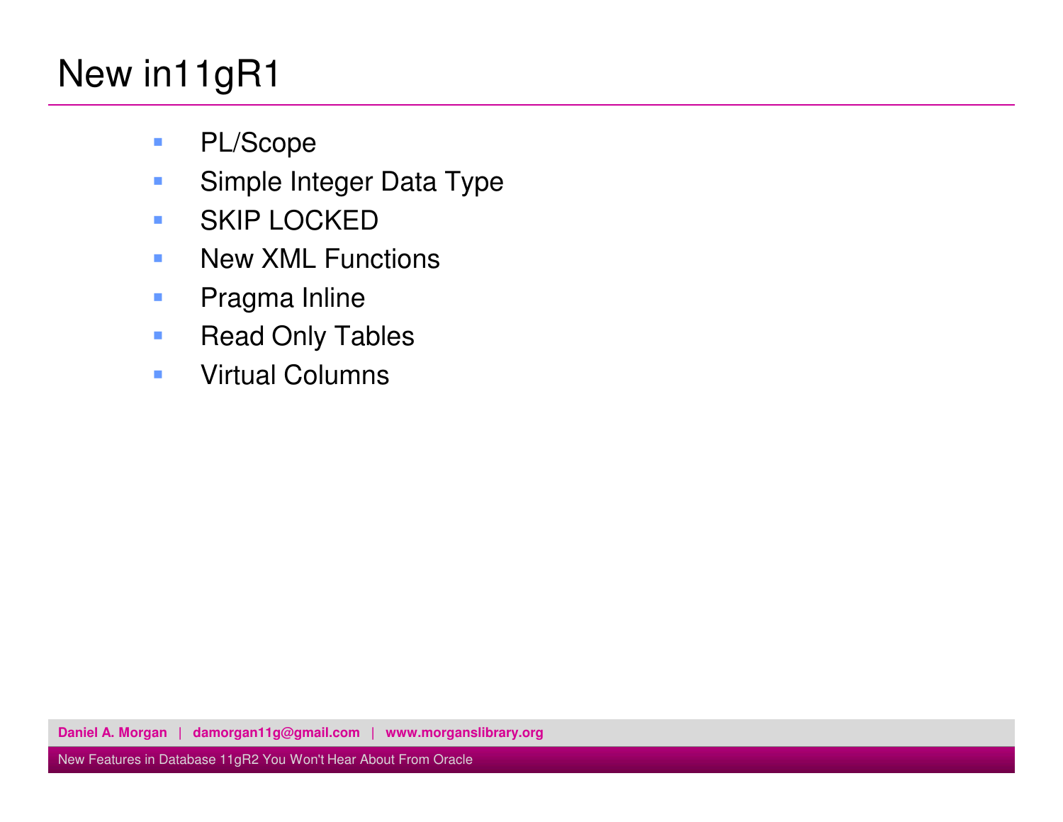# New in11gR1

- PL/Scope
- Simple Integer Data Type
- SKIP LOCKED
- New XML Functions
- Pragma Inline
- Read Only Tables
- Virtual Columns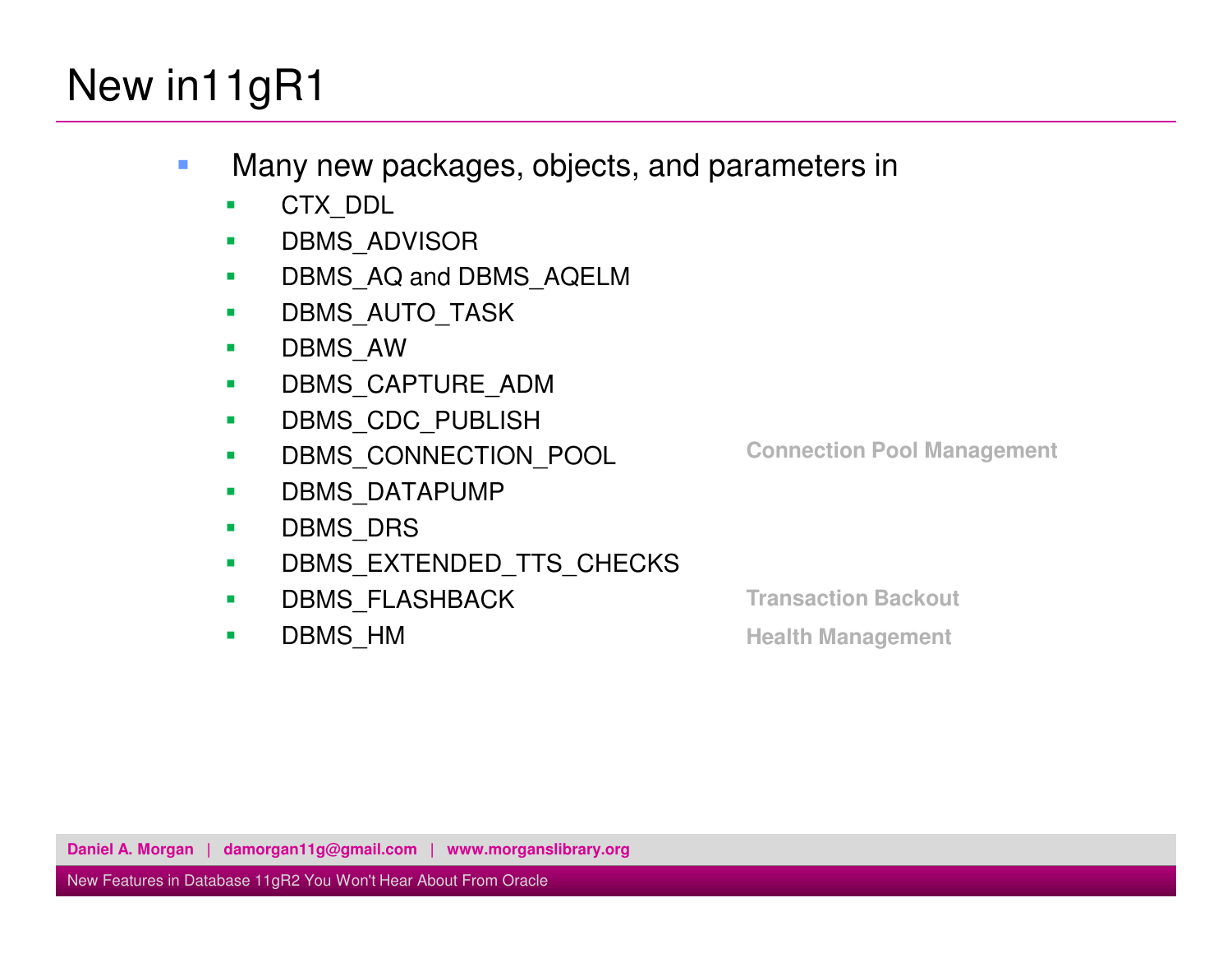# New in11gR1

- Many new packages, objects, and parameters in
  - CTX_DDL
  - DBMS_ADVISOR
  - DBMS_AQ and DBMS_AQELM
  - DBMS_AUTO_TASK
  - DBMS_AW
  - DBMS_CAPTURE_ADM
  - DBMS_CDC_PUBLISH
  - DBMS_CONNECTION_POOL — **Connection Pool Management**
  - DBMS_DATAPUMP
  - DBMS_DRS
  - DBMS_EXTENDED_TTS_CHECKS
  - DBMS_FLASHBACK — **Transaction Backout**
  - DBMS_HM — **Health Management**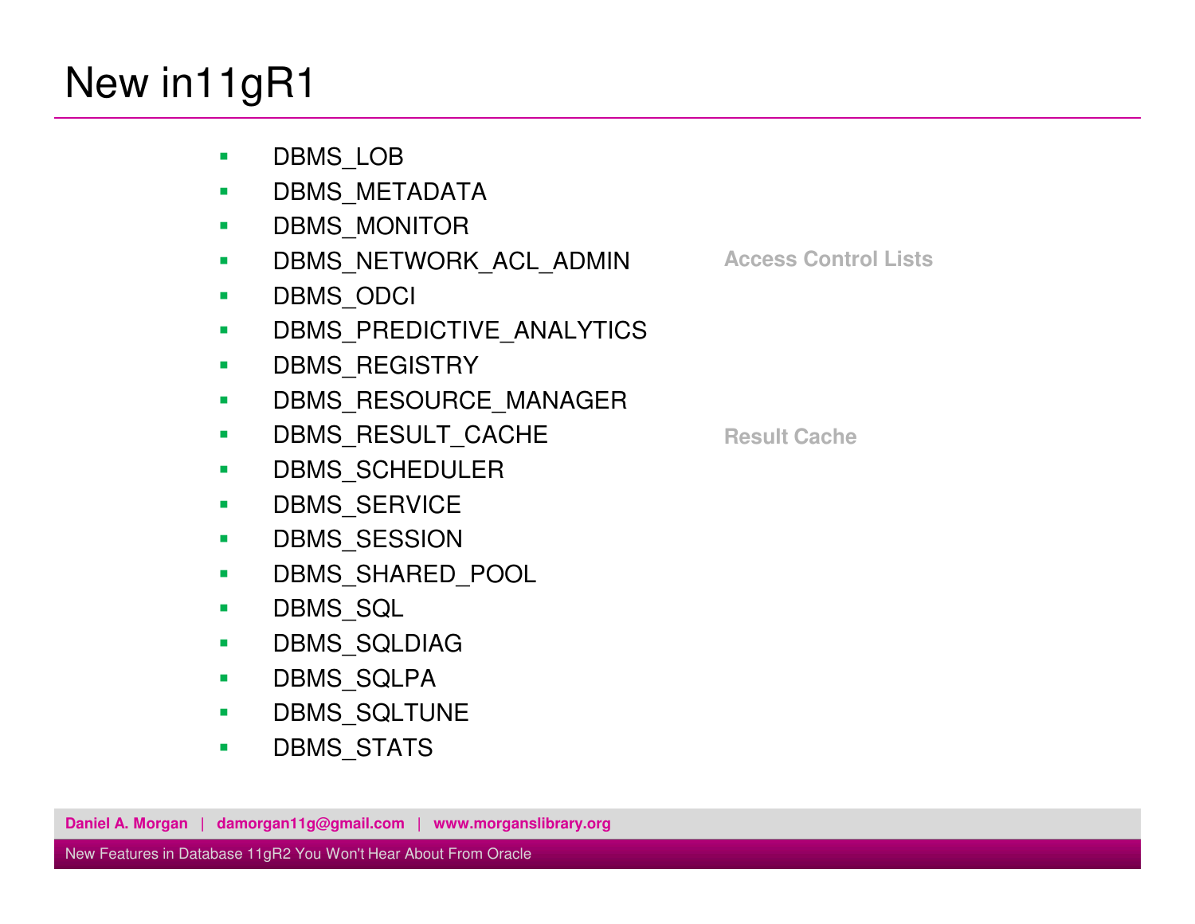# New in11gR1

- DBMS_LOB
- DBMS_METADATA
- DBMS_MONITOR
- DBMS_NETWORK_ACL_ADMIN — **Access Control Lists**
- DBMS_ODCI
- DBMS_PREDICTIVE_ANALYTICS
- DBMS_REGISTRY
- DBMS_RESOURCE_MANAGER
- DBMS_RESULT_CACHE — **Result Cache**
- DBMS_SCHEDULER
- DBMS_SERVICE
- DBMS_SESSION
- DBMS_SHARED_POOL
- DBMS_SQL
- DBMS_SQLDIAG
- DBMS_SQLPA
- DBMS_SQLTUNE
- DBMS_STATS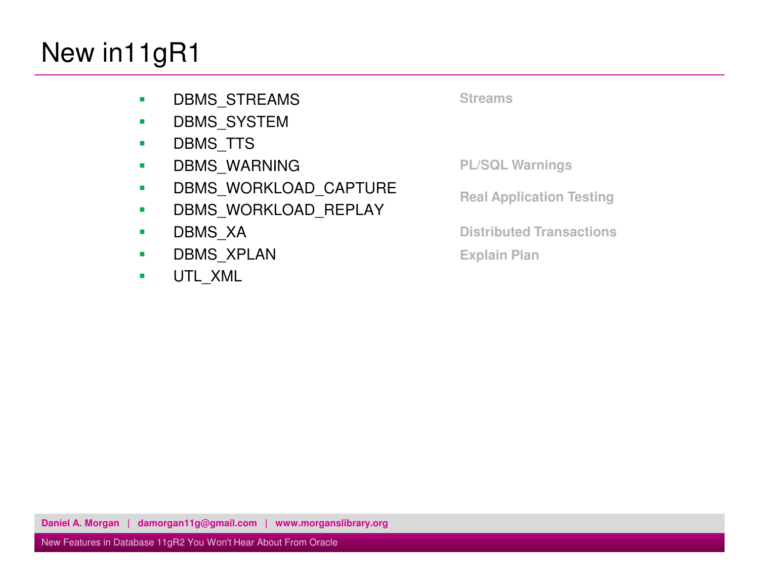# New in11gR1

| Package | Feature |
|---|---|
| DBMS_STREAMS | Streams |
| DBMS_SYSTEM | |
| DBMS_TTS | |
| DBMS_WARNING | PL/SQL Warnings |
| DBMS_WORKLOAD_CAPTURE | Real Application Testing |
| DBMS_WORKLOAD_REPLAY | Real Application Testing |
| DBMS_XA | Distributed Transactions |
| DBMS_XPLAN | Explain Plan |
| UTL_XML | |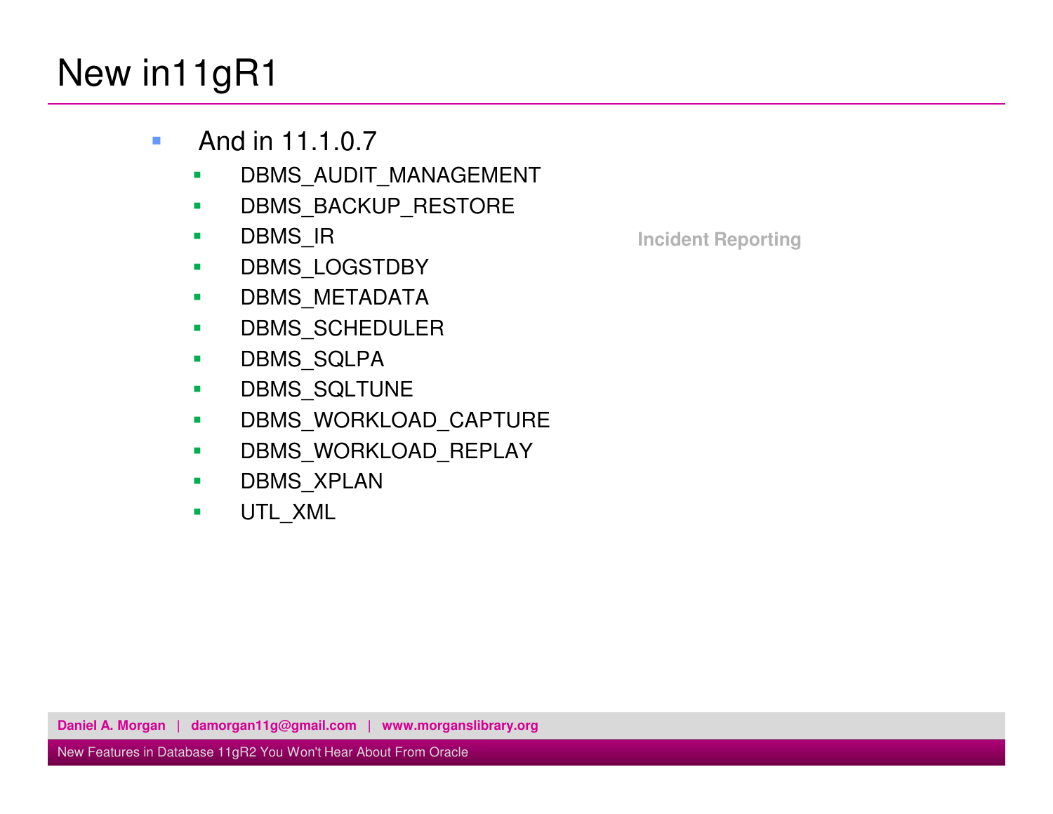# New in11gR1

- And in 11.1.0.7
  - DBMS_AUDIT_MANAGEMENT
  - DBMS_BACKUP_RESTORE
  - DBMS_IR — Incident Reporting
  - DBMS_LOGSTDBY
  - DBMS_METADATA
  - DBMS_SCHEDULER
  - DBMS_SQLPA
  - DBMS_SQLTUNE
  - DBMS_WORKLOAD_CAPTURE
  - DBMS_WORKLOAD_REPLAY
  - DBMS_XPLAN
  - UTL_XML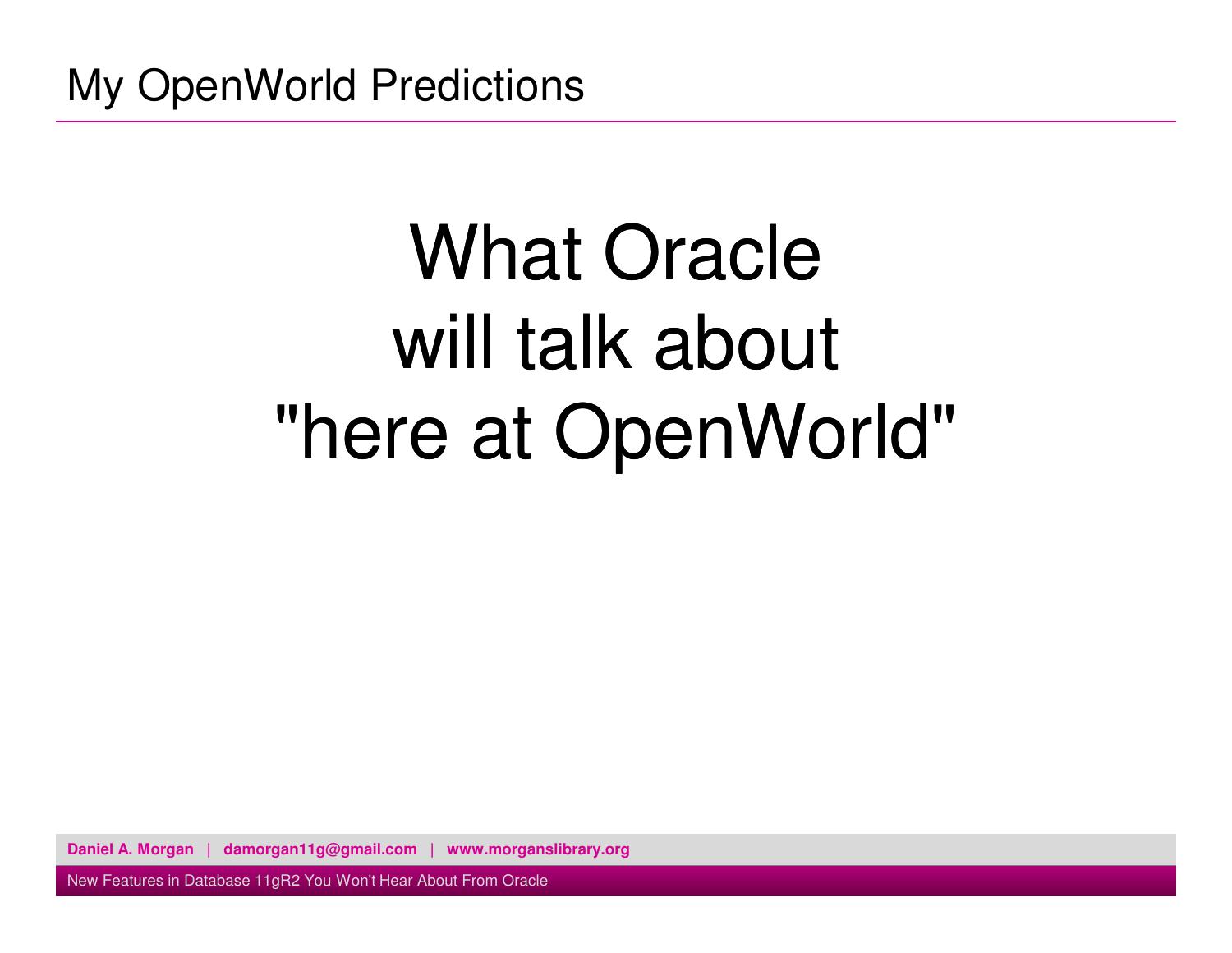# My OpenWorld Predictions

What Oracle
will talk about
"here at OpenWorld"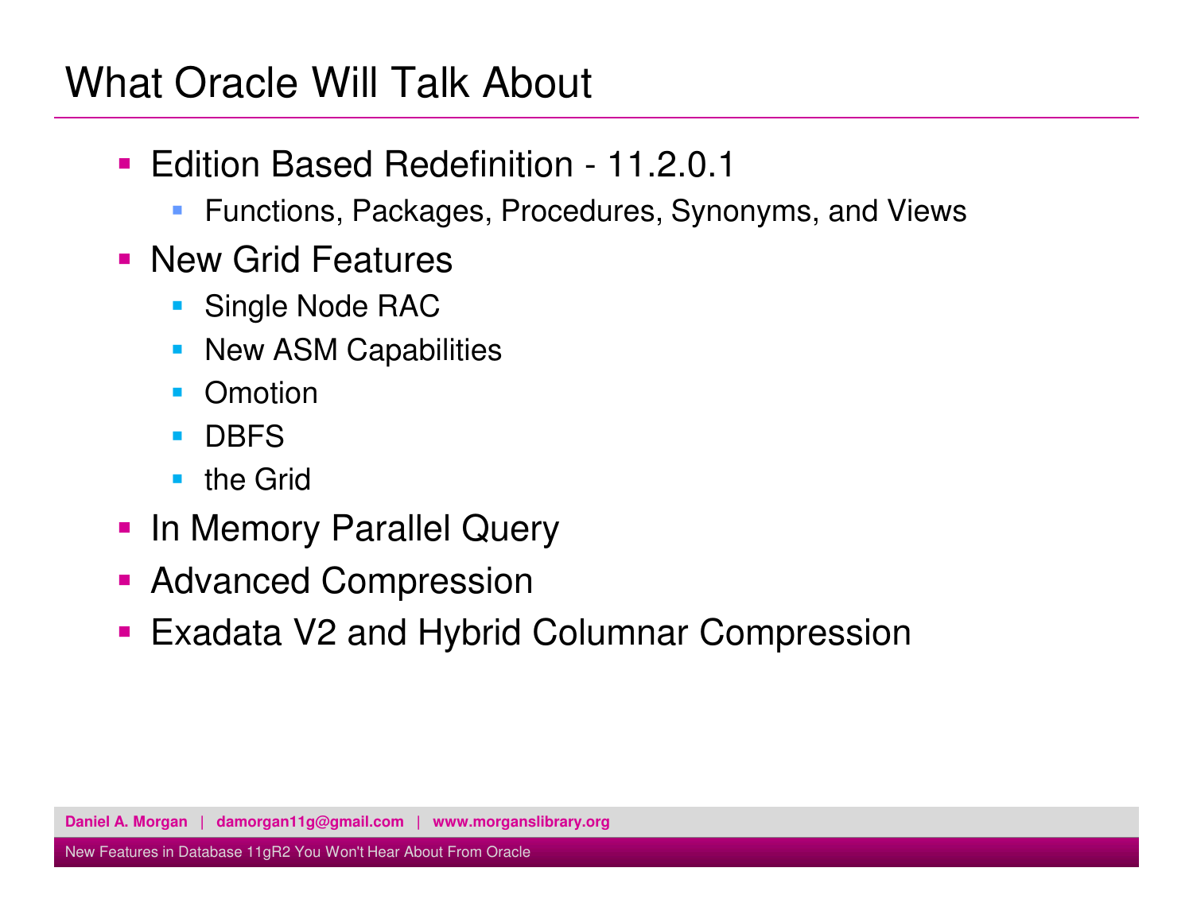# What Oracle Will Talk About

- Edition Based Redefinition - 11.2.0.1
  - Functions, Packages, Procedures, Synonyms, and Views
- New Grid Features
  - Single Node RAC
  - New ASM Capabilities
  - Omotion
  - DBFS
  - the Grid
- In Memory Parallel Query
- Advanced Compression
- Exadata V2 and Hybrid Columnar Compression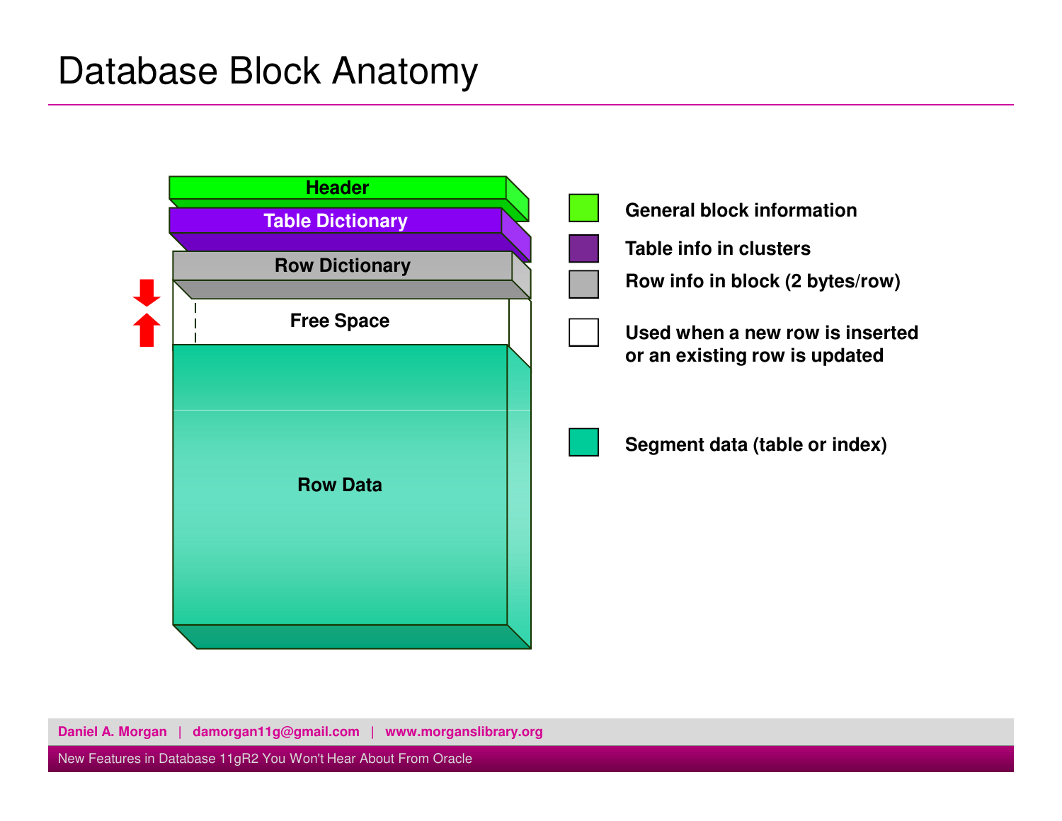# Database Block Anatomy

- Header
- Table Dictionary
- Row Dictionary
- Free Space
- Row Data

| | |
|---|---|
| Header | General block information |
| Table Dictionary | Table info in clusters |
| Row Dictionary | Row info in block (2 bytes/row) |
| Free Space | Used when a new row is inserted or an existing row is updated |
| Row Data | Segment data (table or index) |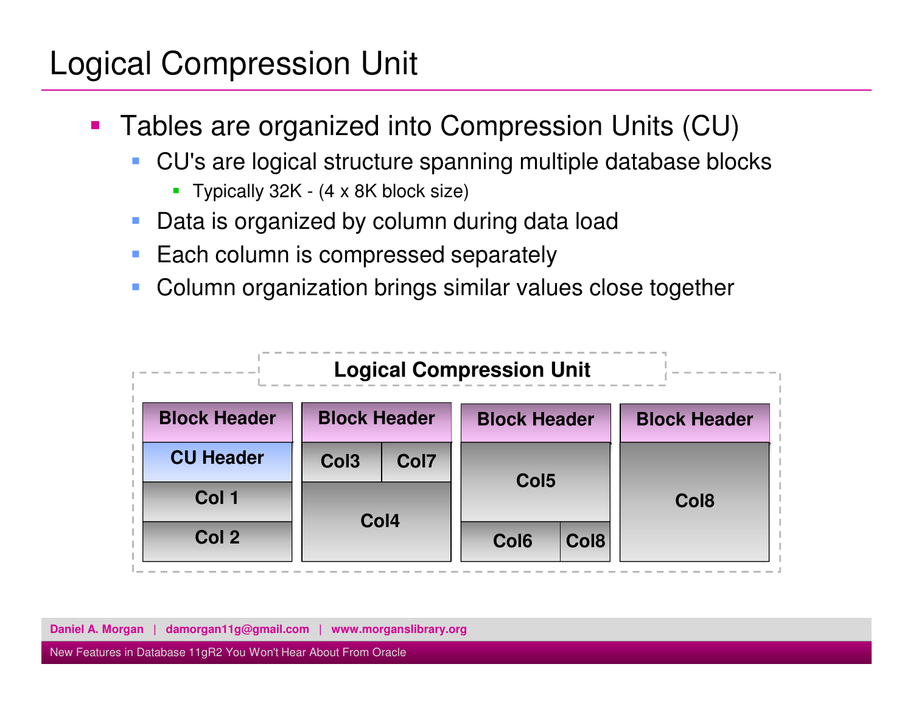# Logical Compression Unit

- Tables are organized into Compression Units (CU)
  - CU's are logical structure spanning multiple database blocks
    - Typically 32K - (4 x 8K block size)
  - Data is organized by column during data load
  - Each column is compressed separately
  - Column organization brings similar values close together

**Logical Compression Unit**

| Block 1 | Block 2 | Block 3 | Block 4 |
| --- | --- | --- | --- |
| Block Header | Block Header | Block Header | Block Header |
| CU Header | Col3, Col7 | Col5 | Col8 |
| Col 1 | Col4 | Col6, Col8 | |
| Col 2 | | | |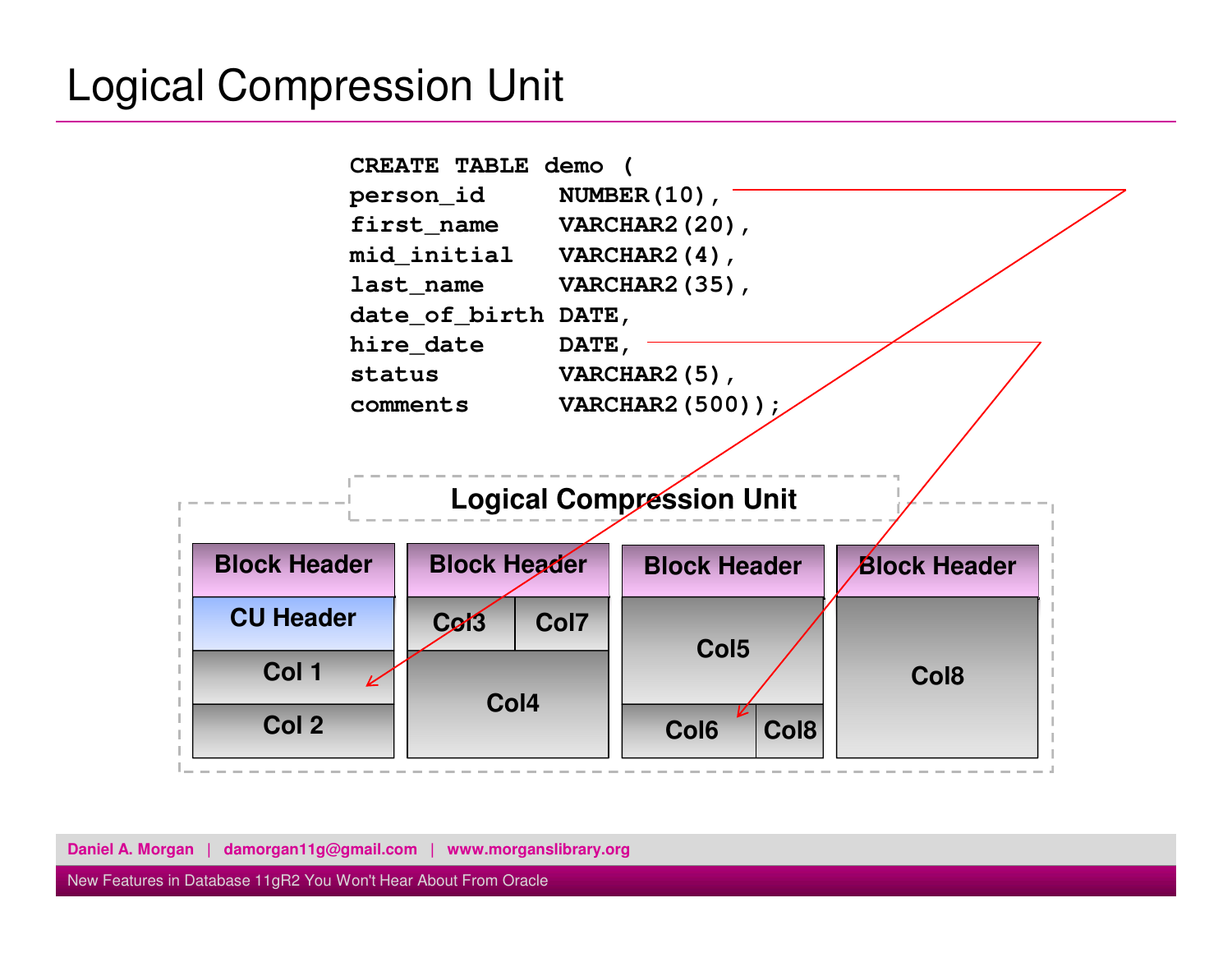# Logical Compression Unit

```
CREATE TABLE demo (
person_id     NUMBER(10),
first_name    VARCHAR2(20),
mid_initial   VARCHAR2(4),
last_name     VARCHAR2(35),
date_of_birth DATE,
hire_date     DATE,
status        VARCHAR2(5),
comments      VARCHAR2(500));
```

**Logical Compression Unit**

| Block 1 | Block 2 | Block 3 | Block 4 |
|---|---|---|---|
| Block Header | Block Header | Block Header | Block Header |
| CU Header | Col3, Col7 | Col5 | Col8 |
| Col 1 | Col4 | Col6, Col8 | |
| Col 2 | | | |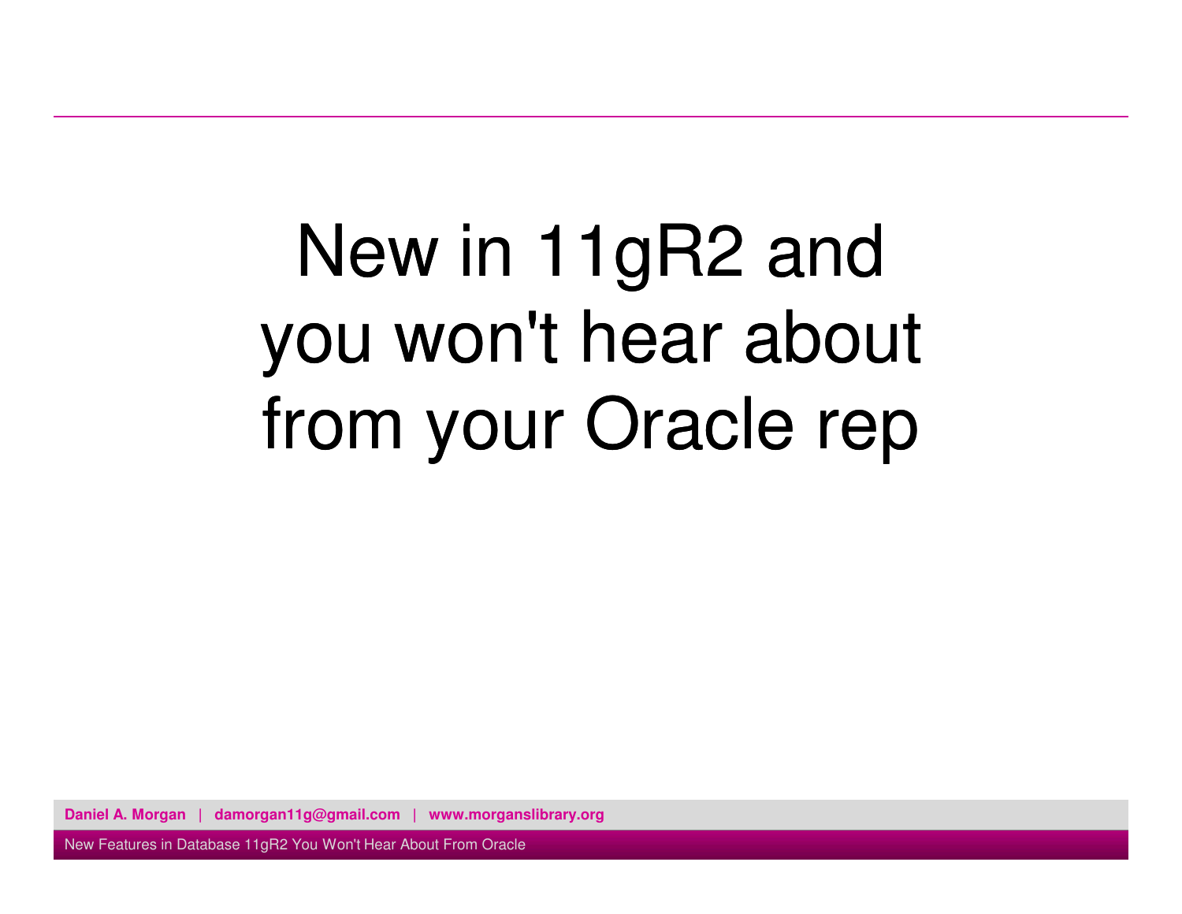# New in 11gR2 and you won't hear about from your Oracle rep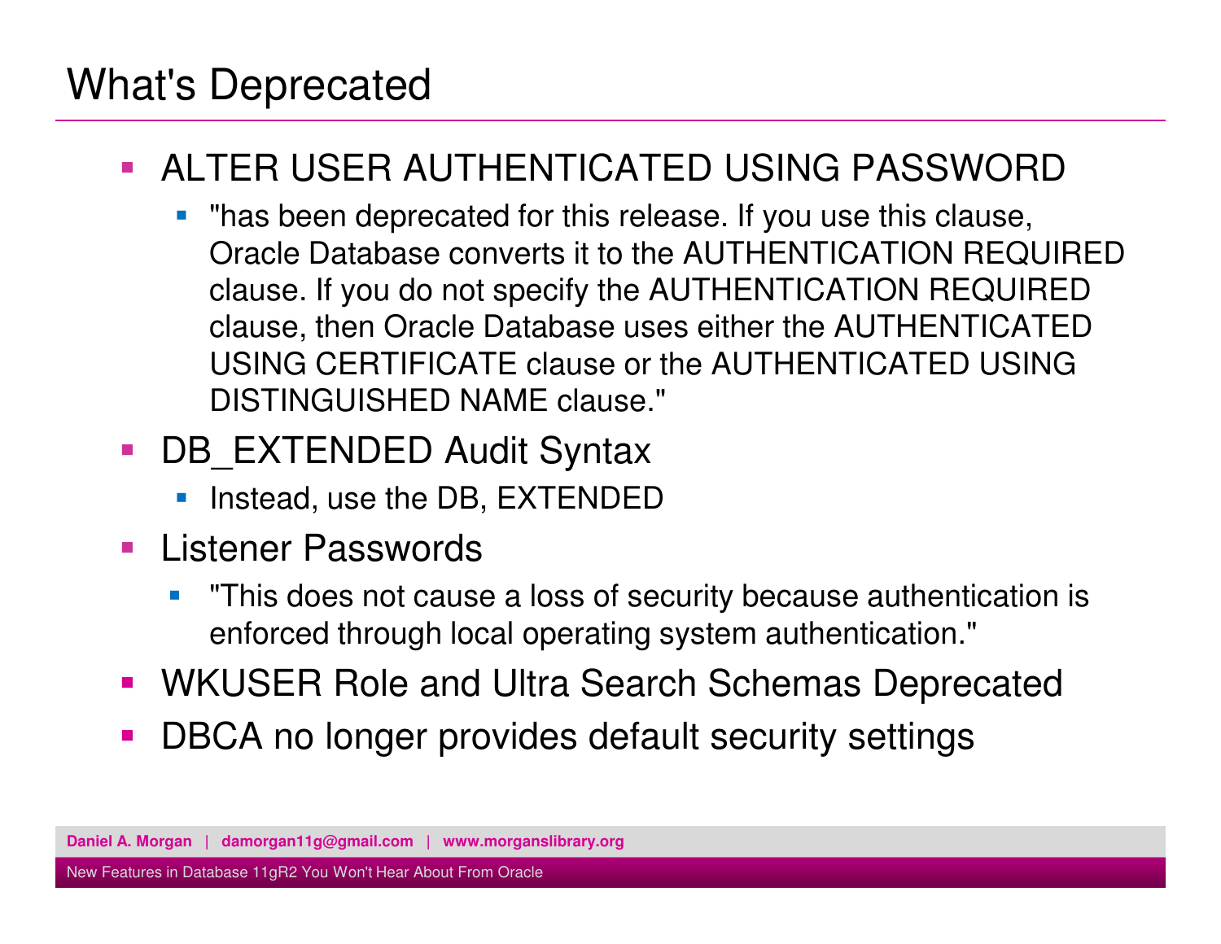# What's Deprecated

- ALTER USER AUTHENTICATED USING PASSWORD
  - "has been deprecated for this release. If you use this clause, Oracle Database converts it to the AUTHENTICATION REQUIRED clause. If you do not specify the AUTHENTICATION REQUIRED clause, then Oracle Database uses either the AUTHENTICATED USING CERTIFICATE clause or the AUTHENTICATED USING DISTINGUISHED NAME clause."
- DB_EXTENDED Audit Syntax
  - Instead, use the DB, EXTENDED
- Listener Passwords
  - "This does not cause a loss of security because authentication is enforced through local operating system authentication."
- WKUSER Role and Ultra Search Schemas Deprecated
- DBCA no longer provides default security settings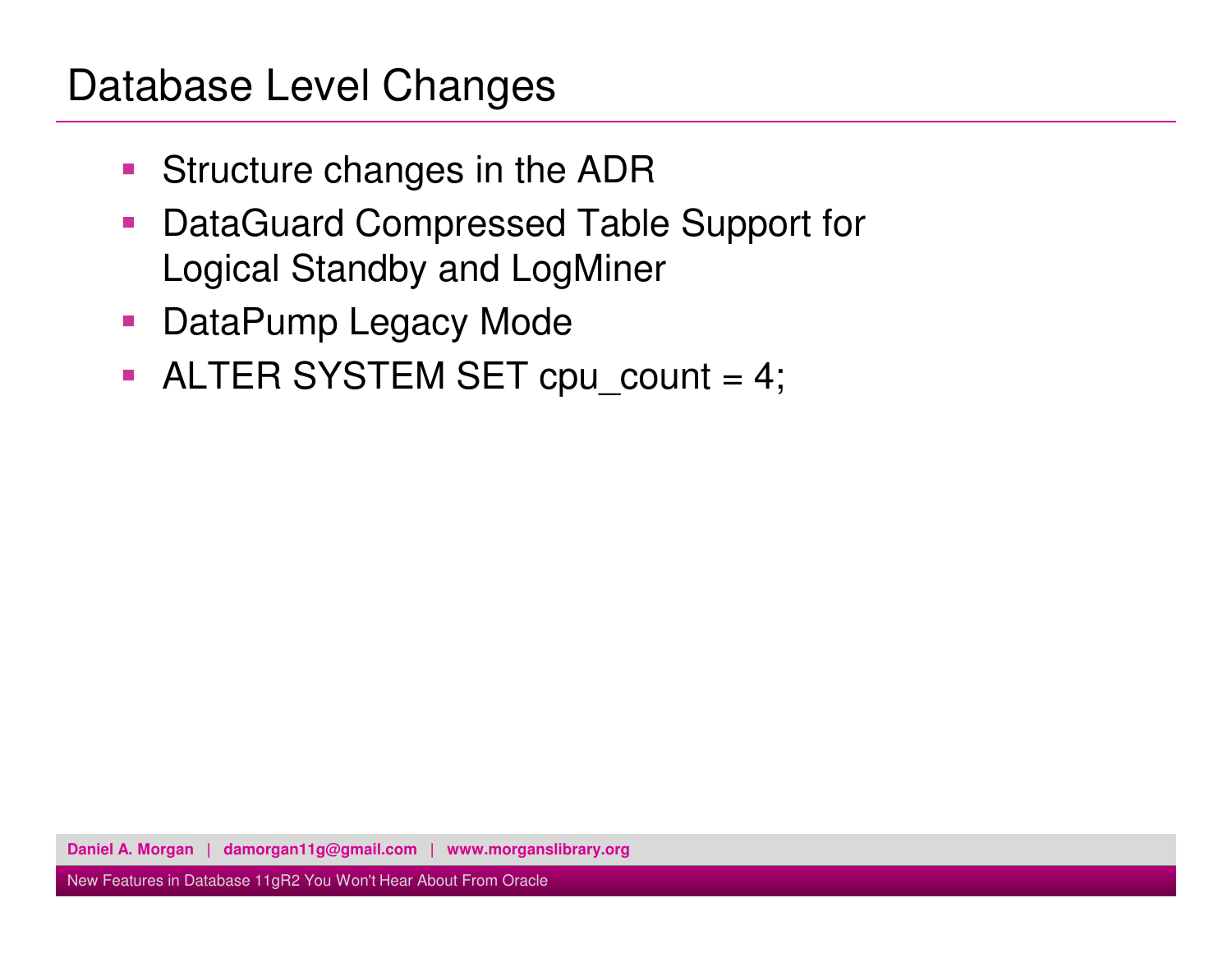# Database Level Changes

- Structure changes in the ADR
- DataGuard Compressed Table Support for Logical Standby and LogMiner
- DataPump Legacy Mode
- ALTER SYSTEM SET cpu_count = 4;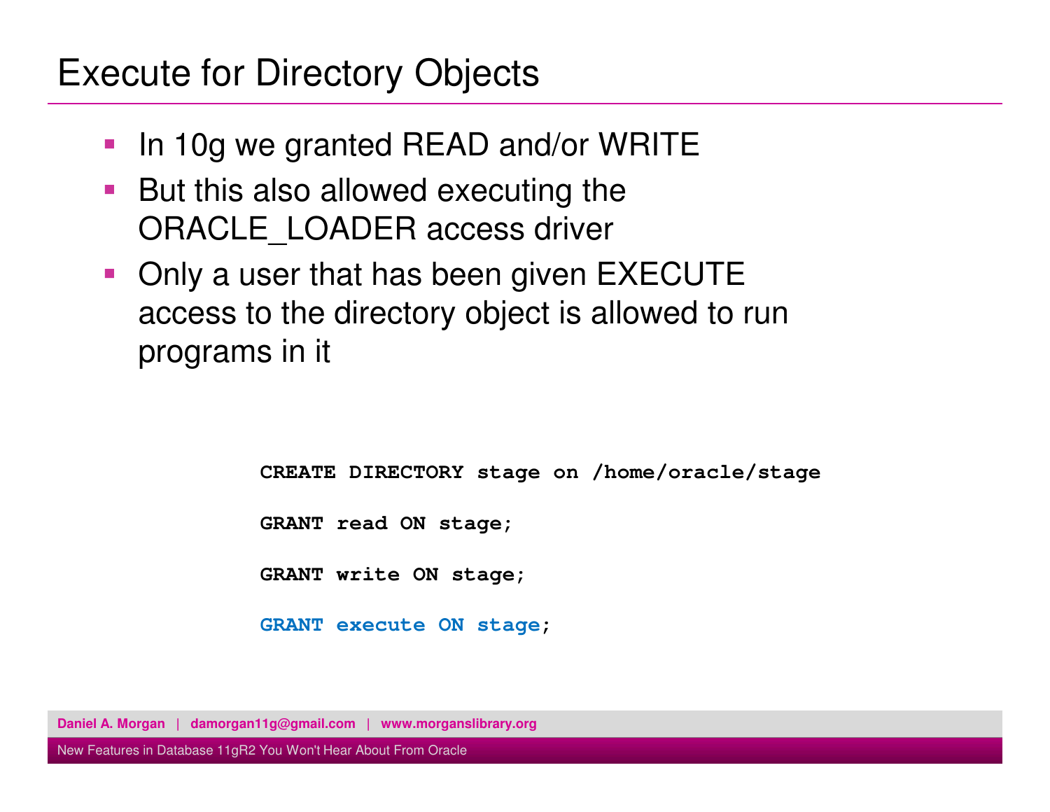# Execute for Directory Objects

- In 10g we granted READ and/or WRITE
- But this also allowed executing the ORACLE_LOADER access driver
- Only a user that has been given EXECUTE access to the directory object is allowed to run programs in it

```
CREATE DIRECTORY stage on /home/oracle/stage

GRANT read ON stage;

GRANT write ON stage;

GRANT execute ON stage;
```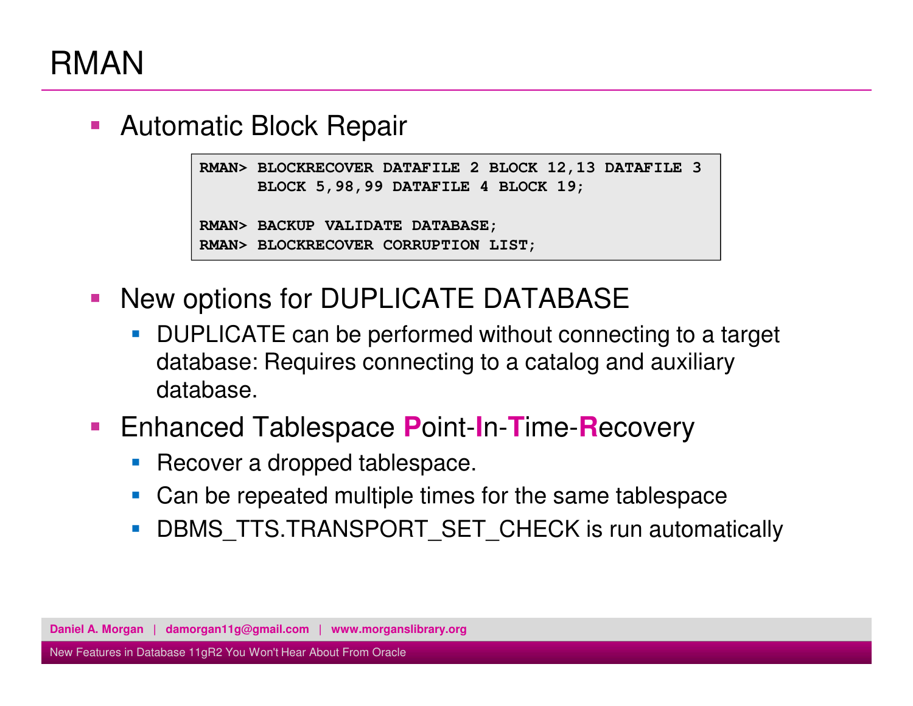# RMAN

- Automatic Block Repair

```
RMAN> BLOCKRECOVER DATAFILE 2 BLOCK 12,13 DATAFILE 3
      BLOCK 5,98,99 DATAFILE 4 BLOCK 19;

RMAN> BACKUP VALIDATE DATABASE;
RMAN> BLOCKRECOVER CORRUPTION LIST;
```

- New options for DUPLICATE DATABASE
  - DUPLICATE can be performed without connecting to a target database: Requires connecting to a catalog and auxiliary database.
- Enhanced Tablespace **P**oint-**I**n-**T**ime-**R**ecovery
  - Recover a dropped tablespace.
  - Can be repeated multiple times for the same tablespace
  - DBMS_TTS.TRANSPORT_SET_CHECK is run automatically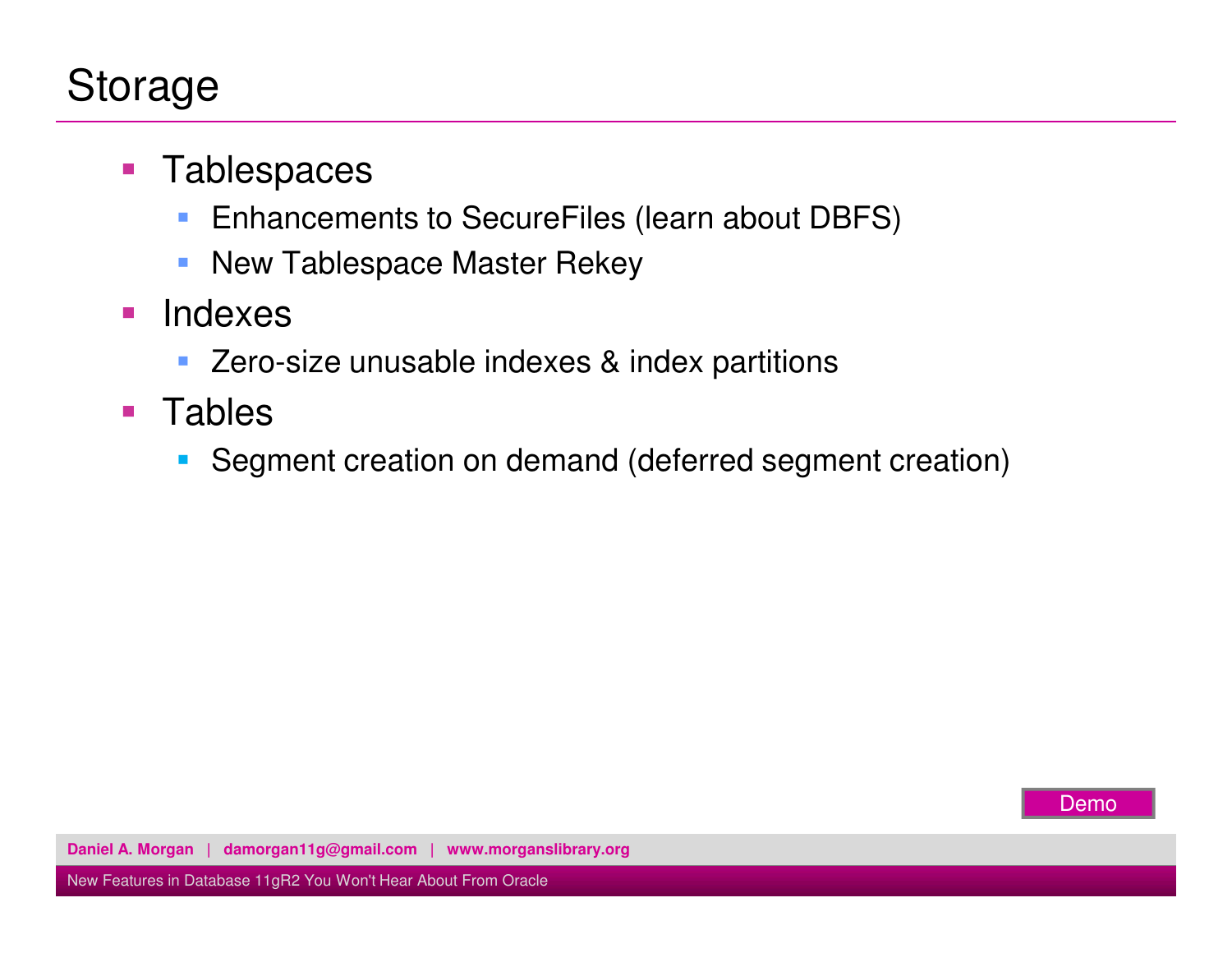# Storage

- Tablespaces
  - Enhancements to SecureFiles (learn about DBFS)
  - New Tablespace Master Rekey
- Indexes
  - Zero-size unusable indexes & index partitions
- Tables
  - Segment creation on demand (deferred segment creation)

Demo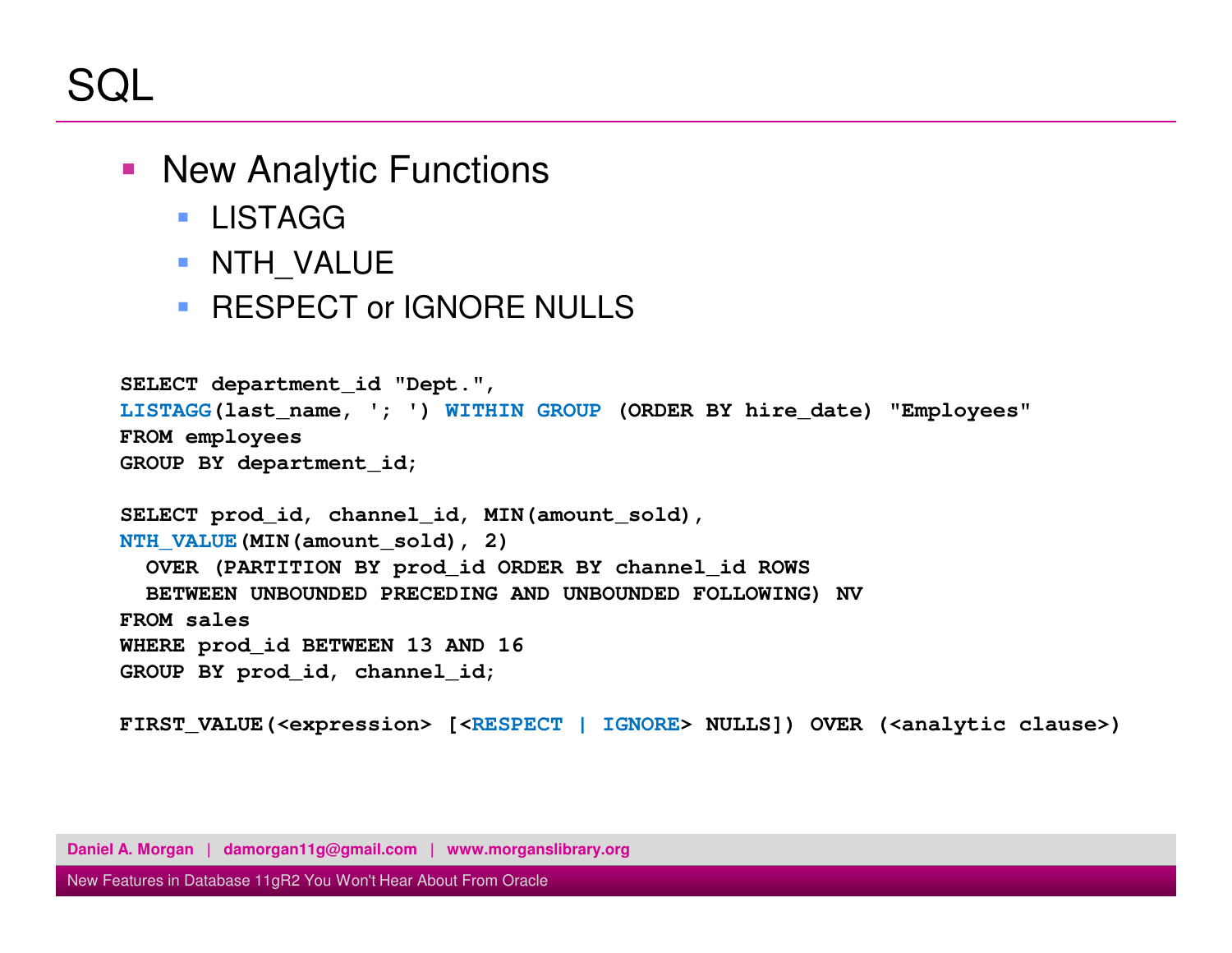# SQL

- New Analytic Functions
  - LISTAGG
  - NTH_VALUE
  - RESPECT or IGNORE NULLS

```
SELECT department_id "Dept.",
LISTAGG(last_name, '; ') WITHIN GROUP (ORDER BY hire_date) "Employees"
FROM employees
GROUP BY department_id;

SELECT prod_id, channel_id, MIN(amount_sold),
NTH_VALUE(MIN(amount_sold), 2)
  OVER (PARTITION BY prod_id ORDER BY channel_id ROWS
  BETWEEN UNBOUNDED PRECEDING AND UNBOUNDED FOLLOWING) NV
FROM sales
WHERE prod_id BETWEEN 13 AND 16
GROUP BY prod_id, channel_id;

FIRST_VALUE(<expression> [<RESPECT | IGNORE> NULLS]) OVER (<analytic clause>)
```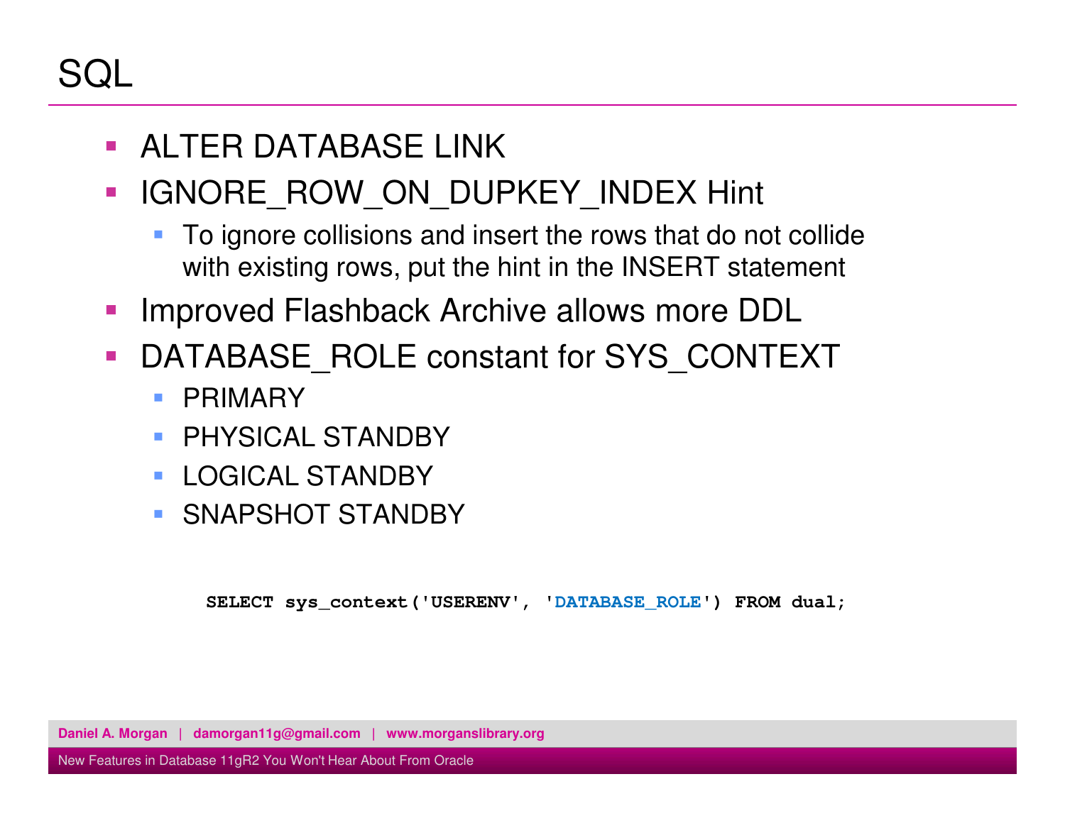# SQL

- ALTER DATABASE LINK
- IGNORE_ROW_ON_DUPKEY_INDEX Hint
  - To ignore collisions and insert the rows that do not collide with existing rows, put the hint in the INSERT statement
- Improved Flashback Archive allows more DDL
- DATABASE_ROLE constant for SYS_CONTEXT
  - PRIMARY
  - PHYSICAL STANDBY
  - LOGICAL STANDBY
  - SNAPSHOT STANDBY

```
SELECT sys_context('USERENV', 'DATABASE_ROLE') FROM dual;
```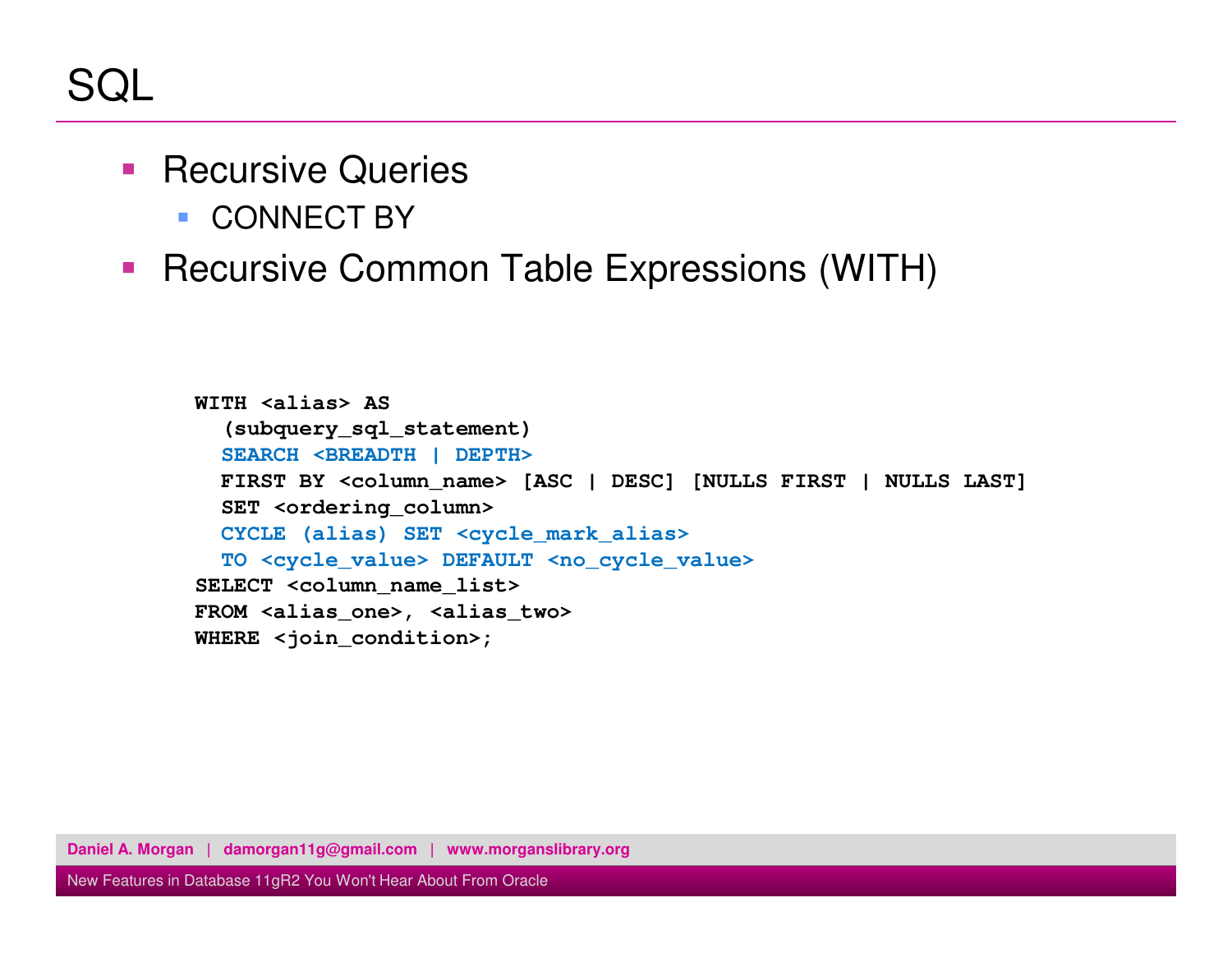# SQL

- Recursive Queries
  - CONNECT BY
- Recursive Common Table Expressions (WITH)

```
WITH <alias> AS
  (subquery_sql_statement)
  SEARCH <BREADTH | DEPTH>
  FIRST BY <column_name> [ASC | DESC] [NULLS FIRST | NULLS LAST]
  SET <ordering_column>
  CYCLE (alias) SET <cycle_mark_alias>
  TO <cycle_value> DEFAULT <no_cycle_value>
SELECT <column_name_list>
FROM <alias_one>, <alias_two>
WHERE <join_condition>;
```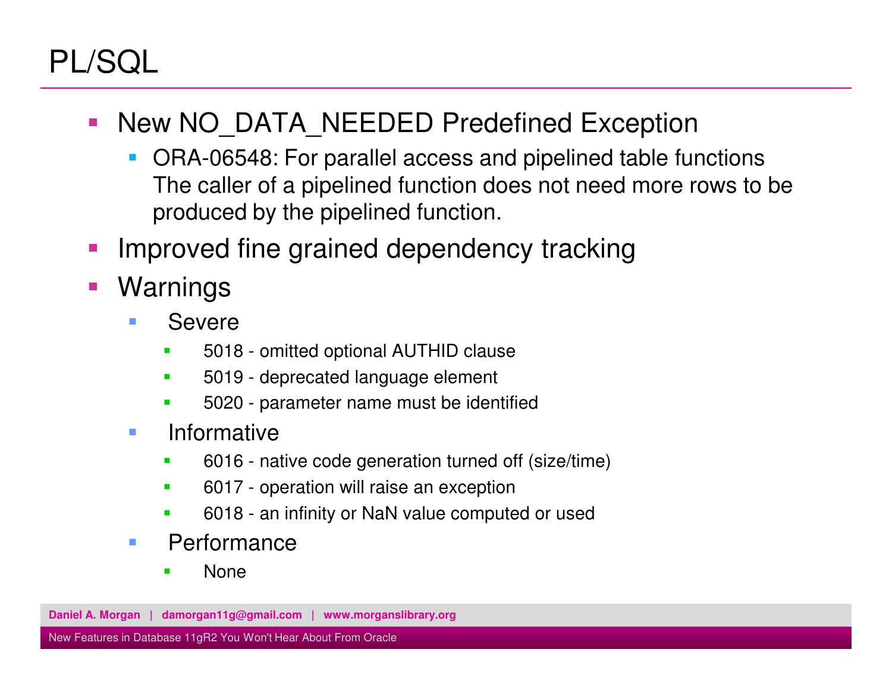# PL/SQL

- New NO_DATA_NEEDED Predefined Exception
  - ORA-06548: For parallel access and pipelined table functions The caller of a pipelined function does not need more rows to be produced by the pipelined function.
- Improved fine grained dependency tracking
- Warnings
  - Severe
    - 5018 - omitted optional AUTHID clause
    - 5019 - deprecated language element
    - 5020 - parameter name must be identified
  - Informative
    - 6016 - native code generation turned off (size/time)
    - 6017 - operation will raise an exception
    - 6018 - an infinity or NaN value computed or used
  - Performance
    - None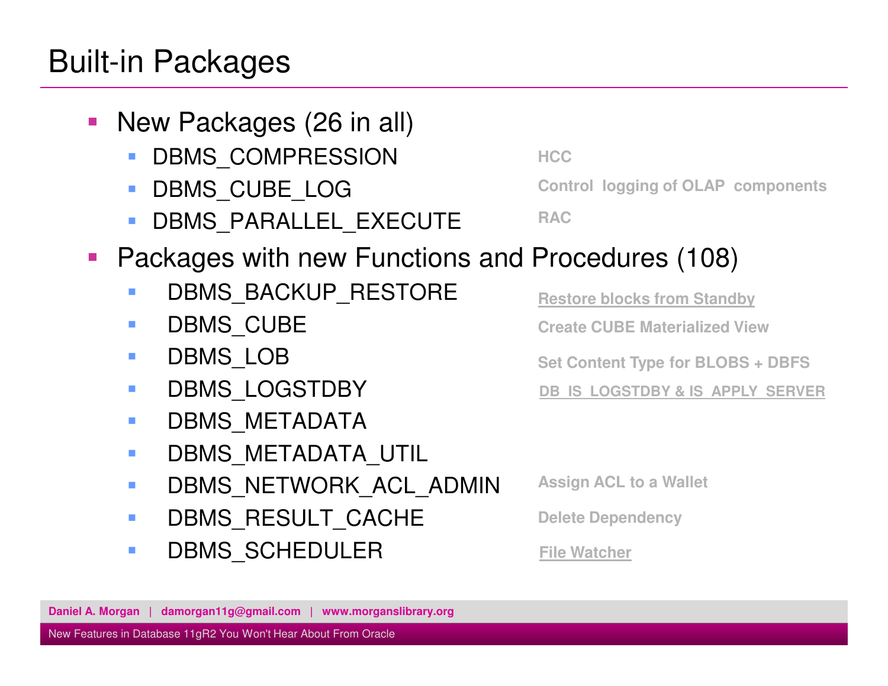# Built-in Packages

- New Packages (26 in all)
  - DBMS_COMPRESSION — HCC
  - DBMS_CUBE_LOG — Control logging of OLAP components
  - DBMS_PARALLEL_EXECUTE — RAC
- Packages with new Functions and Procedures (108)
  - DBMS_BACKUP_RESTORE — Restore blocks from Standby
  - DBMS_CUBE — Create CUBE Materialized View
  - DBMS_LOB — Set Content Type for BLOBS + DBFS
  - DBMS_LOGSTDBY — DB_IS_LOGSTDBY & IS_APPLY_SERVER
  - DBMS_METADATA
  - DBMS_METADATA_UTIL
  - DBMS_NETWORK_ACL_ADMIN — Assign ACL to a Wallet
  - DBMS_RESULT_CACHE — Delete Dependency
  - DBMS_SCHEDULER — File Watcher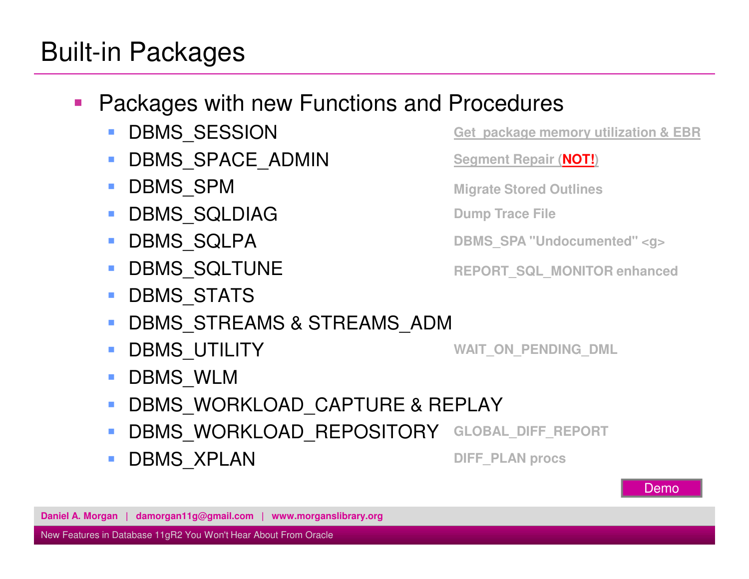# Built-in Packages

- Packages with new Functions and Procedures
  - DBMS_SESSION — Get_package memory utilization & EBR
  - DBMS_SPACE_ADMIN — Segment Repair (**NOT!**)
  - DBMS_SPM — Migrate Stored Outlines
  - DBMS_SQLDIAG — Dump Trace File
  - DBMS_SQLPA — DBMS_SPA "Undocumented" <g>
  - DBMS_SQLTUNE — REPORT_SQL_MONITOR enhanced
  - DBMS_STATS
  - DBMS_STREAMS & STREAMS_ADM
  - DBMS_UTILITY — WAIT_ON_PENDING_DML
  - DBMS_WLM
  - DBMS_WORKLOAD_CAPTURE & REPLAY
  - DBMS_WORKLOAD_REPOSITORY — GLOBAL_DIFF_REPORT
  - DBMS_XPLAN — DIFF_PLAN procs

Demo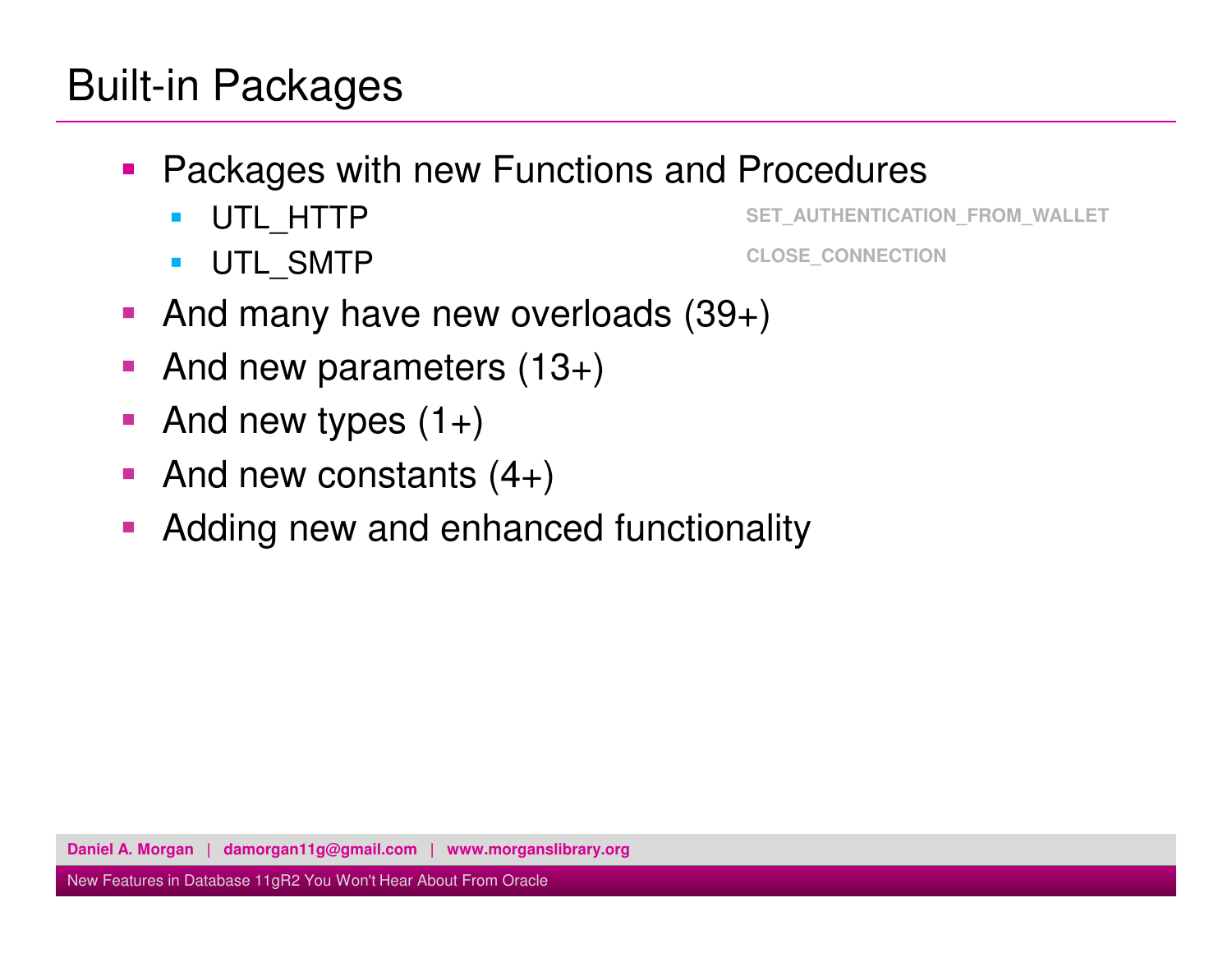# Built-in Packages

- Packages with new Functions and Procedures
  - UTL_HTTP — SET_AUTHENTICATION_FROM_WALLET
  - UTL_SMTP — CLOSE_CONNECTION
- And many have new overloads (39+)
- And new parameters (13+)
- And new types (1+)
- And new constants (4+)
- Adding new and enhanced functionality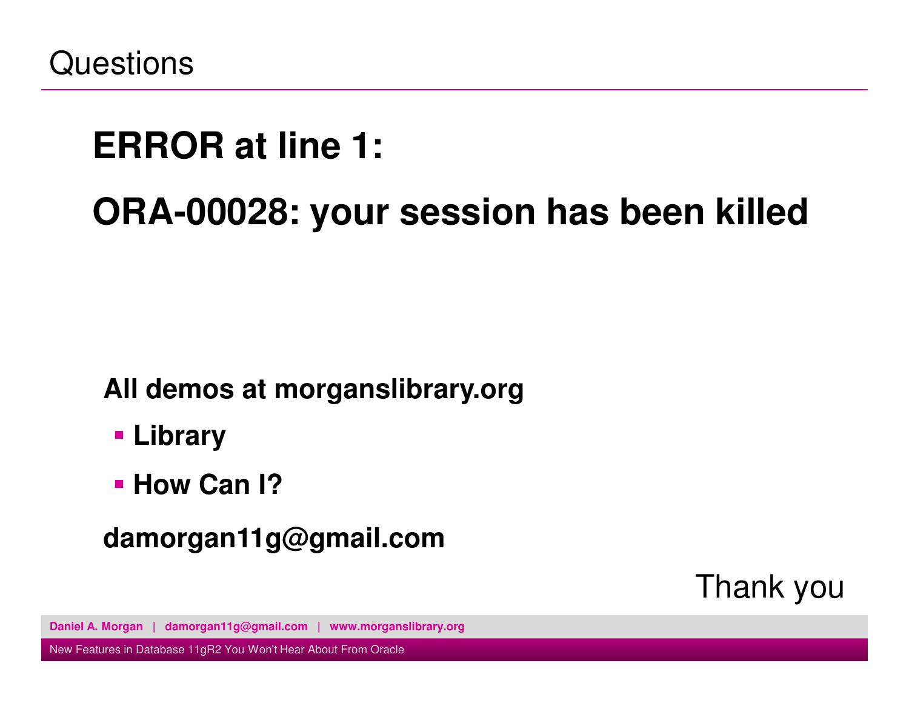# Questions

**ERROR at line 1:**

**ORA-00028: your session has been killed**

**All demos at morganslibrary.org**

- **Library**
- **How Can I?**

**damorgan11g@gmail.com**

Thank you